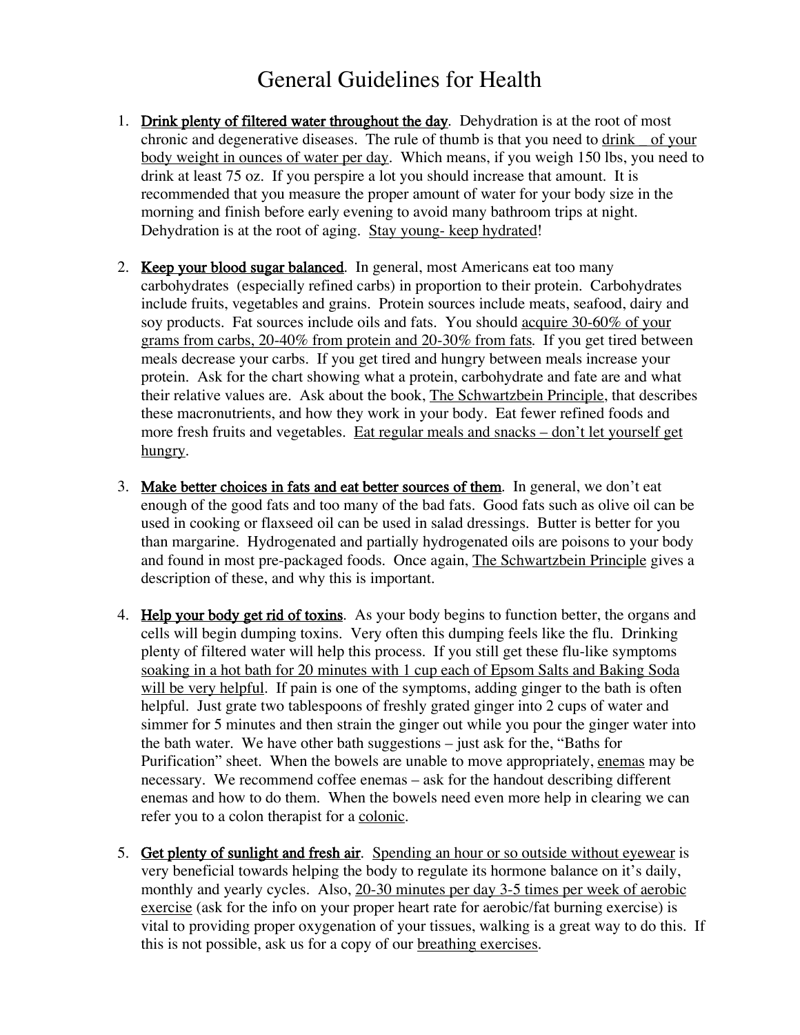# General Guidelines for Health

1. **Drink plenty of filtered water throughout the day**. Dehydration is at the root of most chronic and degenerative diseases. The rule of thumb is that you need to drink _ of your body weight in ounces of water per day. Which means, if you weigh 150 lbs, you need to drink at least 75 oz. If you perspire a lot you should increase that amount. It is recommended that you measure the proper amount of water for your body size in the morning and finish before early evening to avoid many bathroom trips at night. Dehydration is at the root of aging. Stay young- keep hydrated!

2. **Keep your blood sugar balanced**. In general, most Americans eat too many carbohydrates (especially refined carbs) in proportion to their protein. Carbohydrates include fruits, vegetables and grains. Protein sources include meats, seafood, dairy and soy products. Fat sources include oils and fats. You should acquire 30-60% of your grams from carbs, 20-40% from protein and 20-30% from fats. If you get tired between meals decrease your carbs. If you get tired and hungry between meals increase your protein. Ask for the chart showing what a protein, carbohydrate and fate are and what their relative values are. Ask about the book, The Schwartzbein Principle, that describes these macronutrients, and how they work in your body. Eat fewer refined foods and more fresh fruits and vegetables. Eat regular meals and snacks – don't let yourself get hungry.

3. **Make better choices in fats and eat better sources of them**. In general, we don't eat enough of the good fats and too many of the bad fats. Good fats such as olive oil can be used in cooking or flaxseed oil can be used in salad dressings. Butter is better for you than margarine. Hydrogenated and partially hydrogenated oils are poisons to your body and found in most pre-packaged foods. Once again, The Schwartzbein Principle gives a description of these, and why this is important.

4. **Help your body get rid of toxins**. As your body begins to function better, the organs and cells will begin dumping toxins. Very often this dumping feels like the flu. Drinking plenty of filtered water will help this process. If you still get these flu-like symptoms soaking in a hot bath for 20 minutes with 1 cup each of Epsom Salts and Baking Soda will be very helpful. If pain is one of the symptoms, adding ginger to the bath is often helpful. Just grate two tablespoons of freshly grated ginger into 2 cups of water and simmer for 5 minutes and then strain the ginger out while you pour the ginger water into the bath water. We have other bath suggestions – just ask for the, "Baths for Purification" sheet. When the bowels are unable to move appropriately, enemas may be necessary. We recommend coffee enemas – ask for the handout describing different enemas and how to do them. When the bowels need even more help in clearing we can refer you to a colon therapist for a colonic.

5. **Get plenty of sunlight and fresh air**. Spending an hour or so outside without eyewear is very beneficial towards helping the body to regulate its hormone balance on it's daily, monthly and yearly cycles. Also, 20-30 minutes per day 3-5 times per week of aerobic exercise (ask for the info on your proper heart rate for aerobic/fat burning exercise) is vital to providing proper oxygenation of your tissues, walking is a great way to do this. If this is not possible, ask us for a copy of our breathing exercises.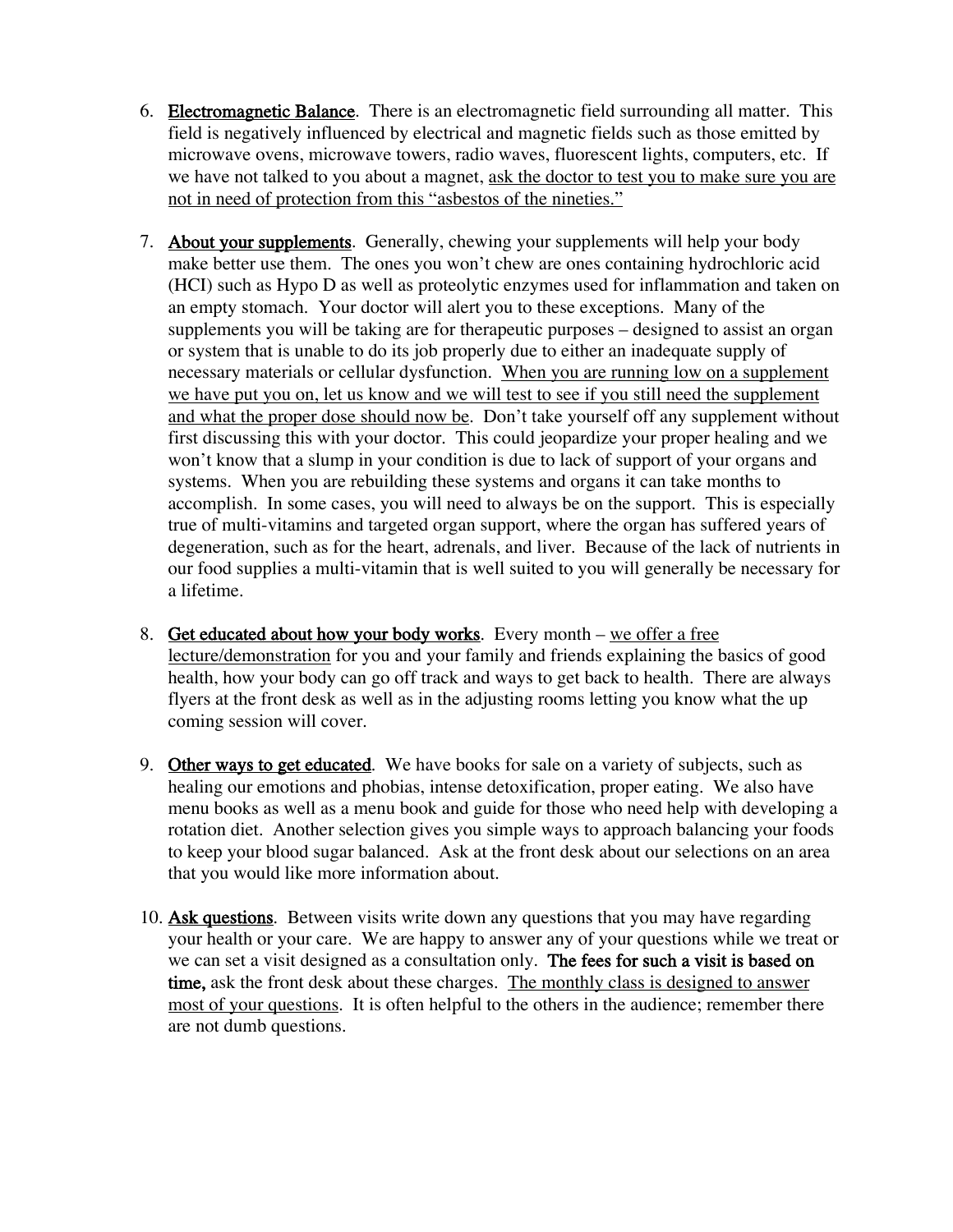6. <u>Electromagnetic Balance</u>. There is an electromagnetic field surrounding all matter. This field is negatively influenced by electrical and magnetic fields such as those emitted by microwave ovens, microwave towers, radio waves, fluorescent lights, computers, etc. If we have not talked to you about a magnet, <u>ask the doctor to test you to make sure you are not in need of protection from this "asbestos of the nineties."</u>

7. <u>About your supplements</u>. Generally, chewing your supplements will help your body make better use them. The ones you won't chew are ones containing hydrochloric acid (HCI) such as Hypo D as well as proteolytic enzymes used for inflammation and taken on an empty stomach. Your doctor will alert you to these exceptions. Many of the supplements you will be taking are for therapeutic purposes – designed to assist an organ or system that is unable to do its job properly due to either an inadequate supply of necessary materials or cellular dysfunction. <u>When you are running low on a supplement we have put you on, let us know and we will test to see if you still need the supplement and what the proper dose should now be</u>. Don't take yourself off any supplement without first discussing this with your doctor. This could jeopardize your proper healing and we won't know that a slump in your condition is due to lack of support of your organs and systems. When you are rebuilding these systems and organs it can take months to accomplish. In some cases, you will need to always be on the support. This is especially true of multi-vitamins and targeted organ support, where the organ has suffered years of degeneration, such as for the heart, adrenals, and liver. Because of the lack of nutrients in our food supplies a multi-vitamin that is well suited to you will generally be necessary for a lifetime.

8. <u>Get educated about how your body works</u>. Every month – <u>we offer a free lecture/demonstration</u> for you and your family and friends explaining the basics of good health, how your body can go off track and ways to get back to health. There are always flyers at the front desk as well as in the adjusting rooms letting you know what the up coming session will cover.

9. <u>Other ways to get educated</u>. We have books for sale on a variety of subjects, such as healing our emotions and phobias, intense detoxification, proper eating. We also have menu books as well as a menu book and guide for those who need help with developing a rotation diet. Another selection gives you simple ways to approach balancing your foods to keep your blood sugar balanced. Ask at the front desk about our selections on an area that you would like more information about.

10. <u>Ask questions</u>. Between visits write down any questions that you may have regarding your health or your care. We are happy to answer any of your questions while we treat or we can set a visit designed as a consultation only. **The fees for such a visit is based on time,** ask the front desk about these charges. <u>The monthly class is designed to answer most of your questions</u>. It is often helpful to the others in the audience; remember there are not dumb questions.